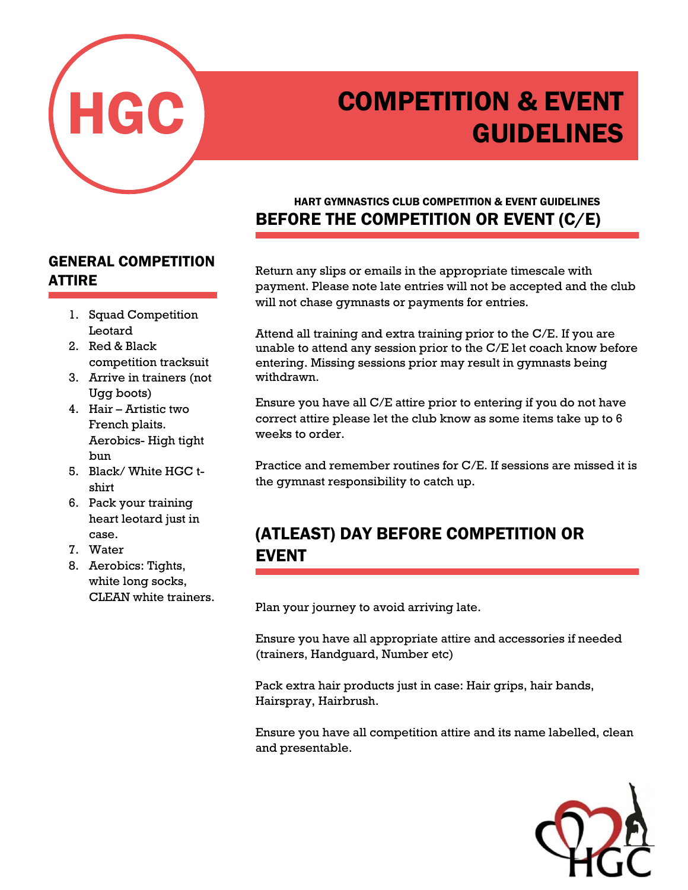# COMPETITION & EVENT GUIDELINES

HART GYMNASTICS CLUB COMPETITION & EVENT GUIDELINES

## BEFORE THE COMPETITION OR EVENT (C/E)

Return any slips or emails in the appropriate timescale with payment. Please note late entries will not be accepted and the club will not chase gymnasts or payments for entries.

Attend all training and extra training prior to the C/E. If you are unable to attend any session prior to the C/E let coach know before entering. Missing sessions prior may result in gymnasts being withdrawn.

Ensure you have all C/E attire prior to entering if you do not have correct attire please let the club know as some items take up to 6 weeks to order.

Practice and remember routines for C/E. If sessions are missed it is the gymnast responsibility to catch up.

## (ATLEAST) DAY BEFORE COMPETITION OR EVENT

Plan your journey to avoid arriving late.

Ensure you have all appropriate attire and accessories if needed (trainers, Handguard, Number etc)

Pack extra hair products just in case: Hair grips, hair bands, Hairspray, Hairbrush.

Ensure you have all competition attire and its name labelled, clean and presentable.

## GENERAL COMPETITION ATTIRE

1. Squad Competition Leotard
2. Red & Black competition tracksuit
3. Arrive in trainers (not Ugg boots)
4. Hair – Artistic two French plaits. Aerobics- High tight bun
5. Black/ White HGC t-shirt
6. Pack your training heart leotard just in case.
7. Water
8. Aerobics: Tights, white long socks, CLEAN white trainers.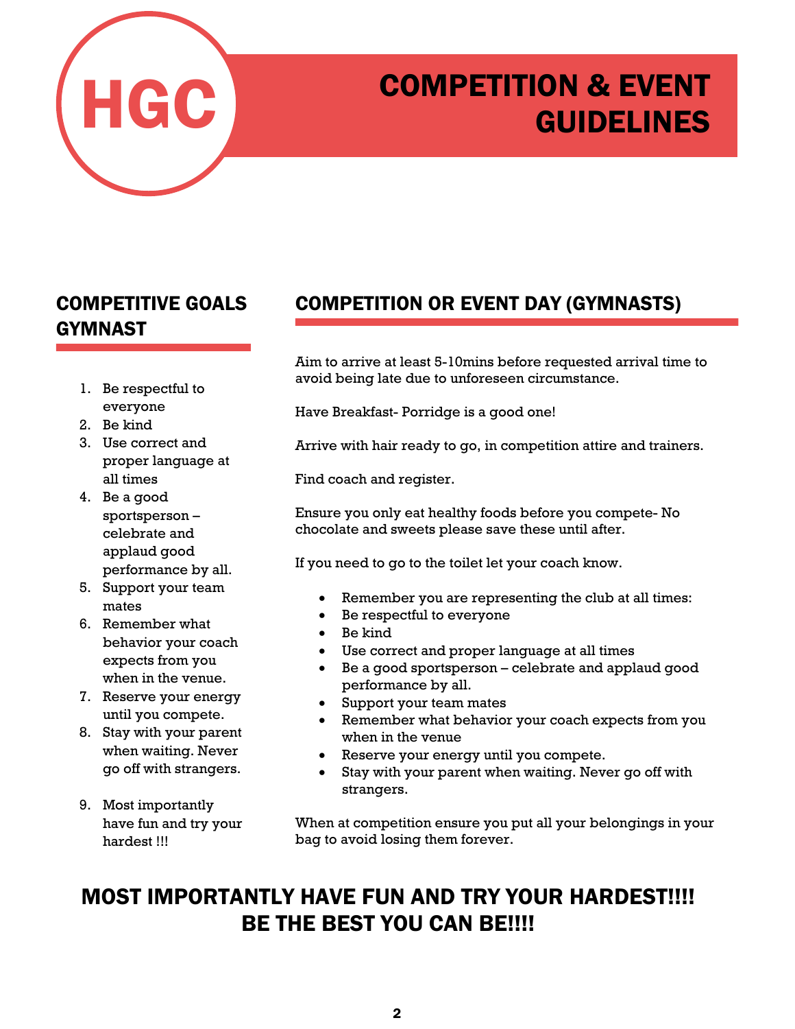HGC

# COMPETITION & EVENT GUIDELINES

## COMPETITIVE GOALS GYMNAST

1. Be respectful to everyone
2. Be kind
3. Use correct and proper language at all times
4. Be a good sportsperson – celebrate and applaud good performance by all.
5. Support your team mates
6. Remember what behavior your coach expects from you when in the venue.
7. Reserve your energy until you compete.
8. Stay with your parent when waiting. Never go off with strangers.
9. Most importantly have fun and try your hardest !!!

## COMPETITION OR EVENT DAY (GYMNASTS)

Aim to arrive at least 5-10mins before requested arrival time to avoid being late due to unforeseen circumstance.

Have Breakfast- Porridge is a good one!

Arrive with hair ready to go, in competition attire and trainers.

Find coach and register.

Ensure you only eat healthy foods before you compete- No chocolate and sweets please save these until after.

If you need to go to the toilet let your coach know.

- Remember you are representing the club at all times:
- Be respectful to everyone
- Be kind
- Use correct and proper language at all times
- Be a good sportsperson – celebrate and applaud good performance by all.
- Support your team mates
- Remember what behavior your coach expects from you when in the venue
- Reserve your energy until you compete.
- Stay with your parent when waiting. Never go off with strangers.

When at competition ensure you put all your belongings in your bag to avoid losing them forever.

## MOST IMPORTANTLY HAVE FUN AND TRY YOUR HARDEST!!!! BE THE BEST YOU CAN BE!!!!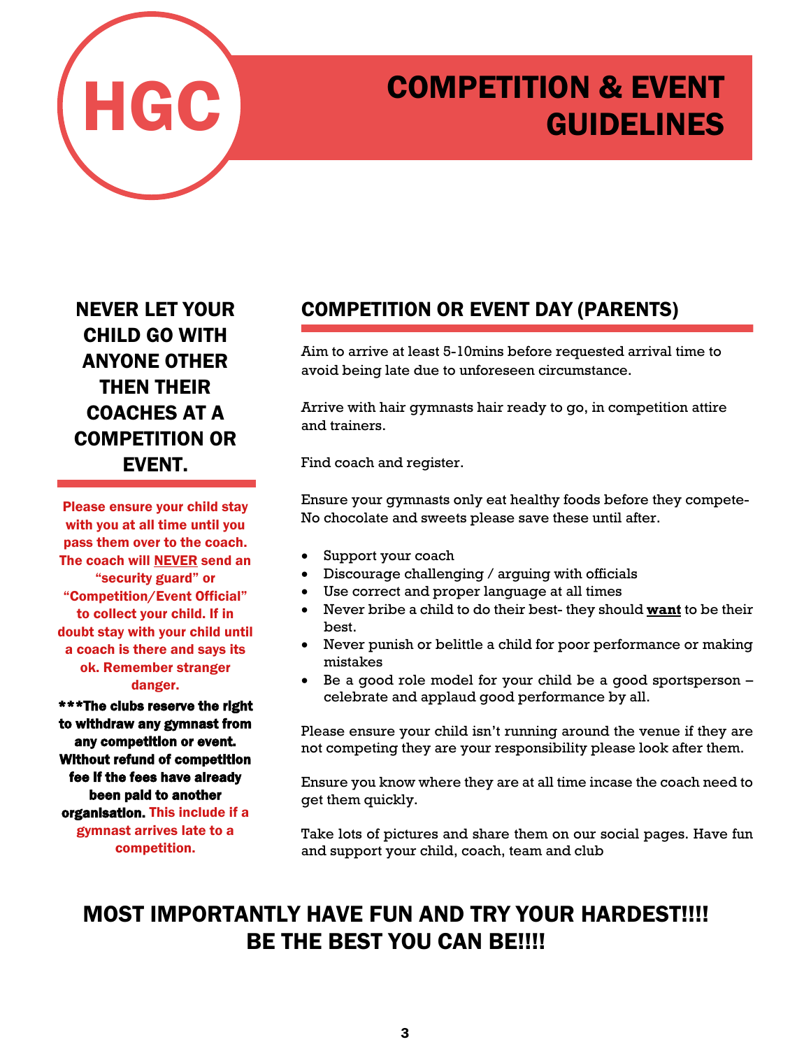# HGC

# COMPETITION & EVENT GUIDELINES

**NEVER LET YOUR CHILD GO WITH ANYONE OTHER THEN THEIR COACHES AT A COMPETITION OR EVENT.**

**Please ensure your child stay with you at all time until you pass them over to the coach. The coach will <u>NEVER</u> send an "security guard" or "Competition/Event Official" to collect your child. If in doubt stay with your child until a coach is there and says its ok. Remember stranger danger.**

**\*\*\*The clubs reserve the right to withdraw any gymnast from any competition or event. Without refund of competition fee if the fees have already been paid to another organisation. This include if a gymnast arrives late to a competition.**

## COMPETITION OR EVENT DAY (PARENTS)

Aim to arrive at least 5-10mins before requested arrival time to avoid being late due to unforeseen circumstance.

Arrive with hair gymnasts hair ready to go, in competition attire and trainers.

Find coach and register.

Ensure your gymnasts only eat healthy foods before they compete- No chocolate and sweets please save these until after.

- Support your coach
- Discourage challenging / arguing with officials
- Use correct and proper language at all times
- Never bribe a child to do their best- they should **<u>want</u>** to be their best.
- Never punish or belittle a child for poor performance or making mistakes
- Be a good role model for your child be a good sportsperson – celebrate and applaud good performance by all.

Please ensure your child isn't running around the venue if they are not competing they are your responsibility please look after them.

Ensure you know where they are at all time incase the coach need to get them quickly.

Take lots of pictures and share them on our social pages. Have fun and support your child, coach, team and club

## MOST IMPORTANTLY HAVE FUN AND TRY YOUR HARDEST!!!! BE THE BEST YOU CAN BE!!!!